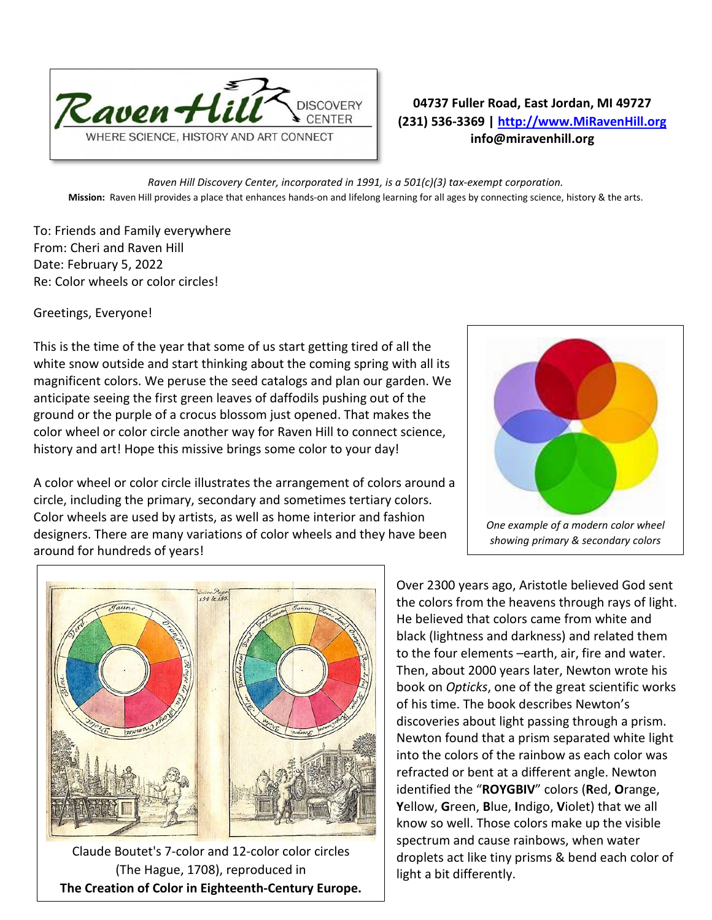Raven Hill DISCOVERY CENTER
WHERE SCIENCE, HISTORY AND ART CONNECT

**04737 Fuller Road, East Jordan, MI 49727**
**(231) 536-3369 | [http://www.MiRavenHill.org](http://www.MiRavenHill.org)**
**info@miravenhill.org**

*Raven Hill Discovery Center, incorporated in 1991, is a 501(c)(3) tax-exempt corporation.*

**Mission:** Raven Hill provides a place that enhances hands-on and lifelong learning for all ages by connecting science, history & the arts.

To: Friends and Family everywhere
From: Cheri and Raven Hill
Date: February 5, 2022
Re: Color wheels or color circles!

Greetings, Everyone!

This is the time of the year that some of us start getting tired of all the white snow outside and start thinking about the coming spring with all its magnificent colors. We peruse the seed catalogs and plan our garden. We anticipate seeing the first green leaves of daffodils pushing out of the ground or the purple of a crocus blossom just opened. That makes the color wheel or color circle another way for Raven Hill to connect science, history and art! Hope this missive brings some color to your day!

*One example of a modern color wheel showing primary & secondary colors*

A color wheel or color circle illustrates the arrangement of colors around a circle, including the primary, secondary and sometimes tertiary colors. Color wheels are used by artists, as well as home interior and fashion designers. There are many variations of color wheels and they have been around for hundreds of years!

Claude Boutet's 7-color and 12-color color circles (The Hague, 1708), reproduced in **The Creation of Color in Eighteenth-Century Europe.**

Over 2300 years ago, Aristotle believed God sent the colors from the heavens through rays of light. He believed that colors came from white and black (lightness and darkness) and related them to the four elements –earth, air, fire and water. Then, about 2000 years later, Newton wrote his book on *Opticks*, one of the great scientific works of his time. The book describes Newton's discoveries about light passing through a prism. Newton found that a prism separated white light into the colors of the rainbow as each color was refracted or bent at a different angle. Newton identified the "**ROYGBIV**" colors (**R**ed, **O**range, **Y**ellow, **G**reen, **B**lue, **I**ndigo, **V**iolet) that we all know so well. Those colors make up the visible spectrum and cause rainbows, when water droplets act like tiny prisms & bend each color of light a bit differently.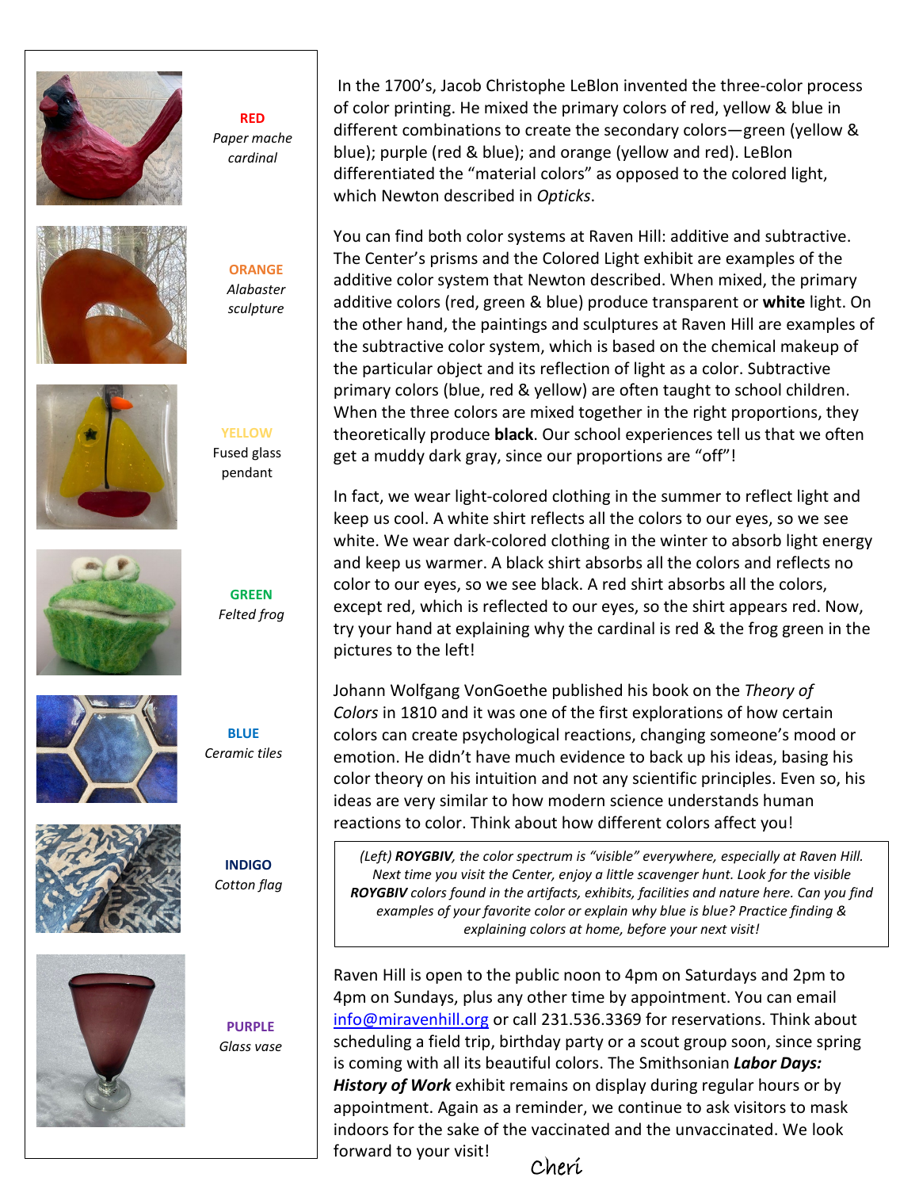**RED**
*Paper mache cardinal*

**ORANGE**
*Alabaster sculpture*

**YELLOW**
Fused glass pendant

**GREEN**
*Felted frog*

**BLUE**
*Ceramic tiles*

**INDIGO**
*Cotton flag*

**PURPLE**
*Glass vase*

In the 1700's, Jacob Christophe LeBlon invented the three-color process of color printing. He mixed the primary colors of red, yellow & blue in different combinations to create the secondary colors—green (yellow & blue); purple (red & blue); and orange (yellow and red). LeBlon differentiated the "material colors" as opposed to the colored light, which Newton described in *Opticks*.

You can find both color systems at Raven Hill: additive and subtractive. The Center's prisms and the Colored Light exhibit are examples of the additive color system that Newton described. When mixed, the primary additive colors (red, green & blue) produce transparent or **white** light. On the other hand, the paintings and sculptures at Raven Hill are examples of the subtractive color system, which is based on the chemical makeup of the particular object and its reflection of light as a color. Subtractive primary colors (blue, red & yellow) are often taught to school children. When the three colors are mixed together in the right proportions, they theoretically produce **black**. Our school experiences tell us that we often get a muddy dark gray, since our proportions are "off"!

In fact, we wear light-colored clothing in the summer to reflect light and keep us cool. A white shirt reflects all the colors to our eyes, so we see white. We wear dark-colored clothing in the winter to absorb light energy and keep us warmer. A black shirt absorbs all the colors and reflects no color to our eyes, so we see black. A red shirt absorbs all the colors, except red, which is reflected to our eyes, so the shirt appears red. Now, try your hand at explaining why the cardinal is red & the frog green in the pictures to the left!

Johann Wolfgang VonGoethe published his book on the *Theory of Colors* in 1810 and it was one of the first explorations of how certain colors can create psychological reactions, changing someone's mood or emotion. He didn't have much evidence to back up his ideas, basing his color theory on his intuition and not any scientific principles. Even so, his ideas are very similar to how modern science understands human reactions to color. Think about how different colors affect you!

*(Left)* ***ROYGBIV****, the color spectrum is "visible" everywhere, especially at Raven Hill. Next time you visit the Center, enjoy a little scavenger hunt. Look for the visible* ***ROYGBIV*** *colors found in the artifacts, exhibits, facilities and nature here. Can you find examples of your favorite color or explain why blue is blue? Practice finding & explaining colors at home, before your next visit!*

Raven Hill is open to the public noon to 4pm on Saturdays and 2pm to 4pm on Sundays, plus any other time by appointment. You can email info@miravenhill.org or call 231.536.3369 for reservations. Think about scheduling a field trip, birthday party or a scout group soon, since spring is coming with all its beautiful colors. The Smithsonian ***Labor Days: History of Work*** exhibit remains on display during regular hours or by appointment. Again as a reminder, we continue to ask visitors to mask indoors for the sake of the vaccinated and the unvaccinated. We look forward to your visit!

Cheri